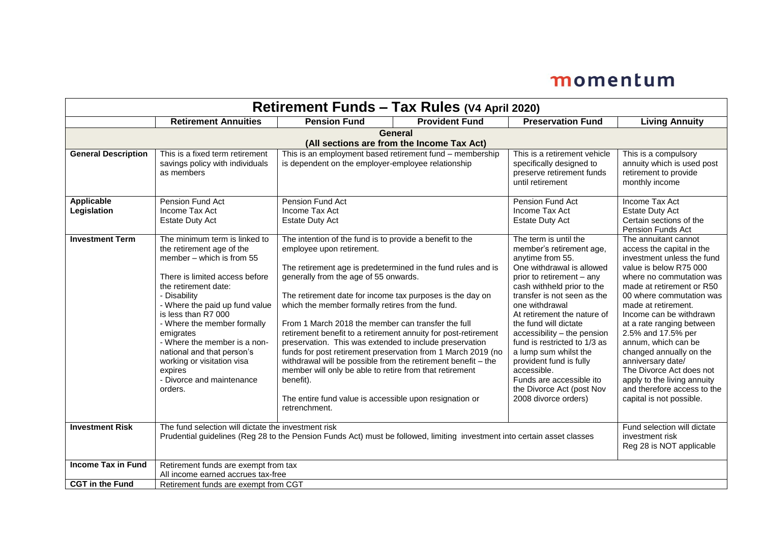momentum

# Retirement Funds – Tax Rules (V4 April 2020)

| | Retirement Annuities | Pension Fund | Provident Fund | Preservation Fund | Living Annuity |
|---|---|---|---|---|---|
| **General (All sections are from the Income Tax Act)** | | | | | |
| **General Description** | This is a fixed term retirement savings policy with individuals as members | This is an employment based retirement fund – membership is dependent on the employer-employee relationship | | This is a retirement vehicle specifically designed to preserve retirement funds until retirement | This is a compulsory annuity which is used post retirement to provide monthly income |
| **Applicable Legislation** | Pension Fund Act<br>Income Tax Act<br>Estate Duty Act | Pension Fund Act<br>Income Tax Act<br>Estate Duty Act | | Pension Fund Act<br>Income Tax Act<br>Estate Duty Act | Income Tax Act<br>Estate Duty Act<br>Certain sections of the Pension Funds Act |
| **Investment Term** | The minimum term is linked to the retirement age of the member – which is from 55<br><br>There is limited access before the retirement date:<br>- Disability<br>- Where the paid up fund value is less than R7 000<br>- Where the member formally emigrates<br>- Where the member is a non-national and that person's working or visitation visa expires<br>- Divorce and maintenance orders. | The intention of the fund is to provide a benefit to the employee upon retirement.<br><br>The retirement age is predetermined in the fund rules and is generally from the age of 55 onwards.<br><br>The retirement date for income tax purposes is the day on which the member formally retires from the fund.<br><br>From 1 March 2018 the member can transfer the full retirement benefit to a retirement annuity for post-retirement preservation. This was extended to include preservation funds for post retirement preservation from 1 March 2019 (no withdrawal will be possible from the retirement benefit – the member will only be able to retire from that retirement benefit).<br><br>The entire fund value is accessible upon resignation or retrenchment. | | The term is until the member's retirement age, anytime from 55.<br>One withdrawal is allowed prior to retirement – any cash withheld prior to the transfer is not seen as the one withdrawal<br>At retirement the nature of the fund will dictate accessibility – the pension fund is restricted to 1/3 as a lump sum whilst the provident fund is fully accessible.<br>Funds are accessible ito the Divorce Act (post Nov 2008 divorce orders) | The annuitant cannot access the capital in the investment unless the fund value is below R75 000 where no commutation was made at retirement or R50 00 where commutation was made at retirement.<br>Income can be withdrawn at a rate ranging between 2.5% and 17.5% per annum, which can be changed annually on the anniversary date/<br>The Divorce Act does not apply to the living annuity and therefore access to the capital is not possible. |
| **Investment Risk** | The fund selection will dictate the investment risk<br>Prudential guidelines (Reg 28 to the Pension Funds Act) must be followed, limiting investment into certain asset classes | | | | Fund selection will dictate investment risk<br>Reg 28 is NOT applicable |
| **Income Tax in Fund** | Retirement funds are exempt from tax<br>All income earned accrues tax-free | | | | |
| **CGT in the Fund** | Retirement funds are exempt from CGT | | | | |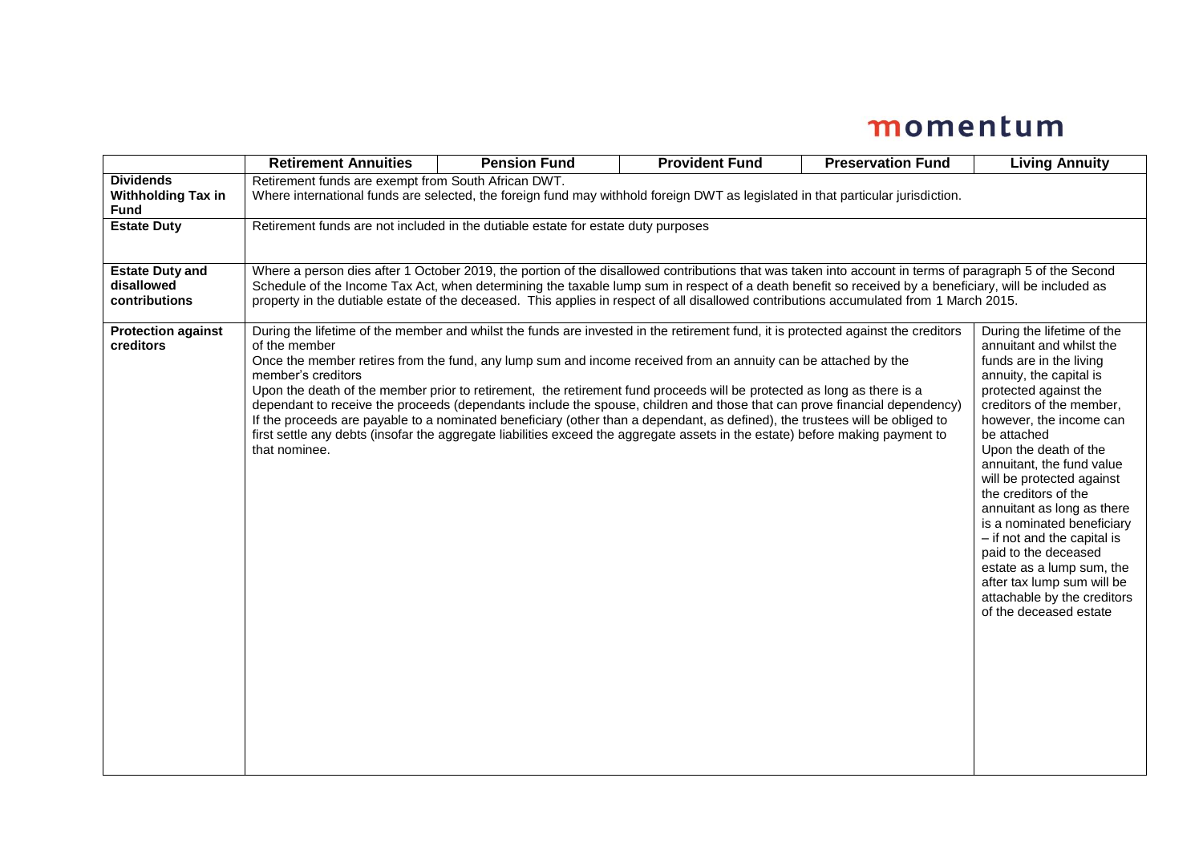|  | Retirement Annuities | Pension Fund | Provident Fund | Preservation Fund | Living Annuity |
|---|---|---|---|---|---|
| **Dividends Withholding Tax in Fund** | Retirement funds are exempt from South African DWT.<br>Where international funds are selected, the foreign fund may withhold foreign DWT as legislated in that particular jurisdiction. | | | | |
| **Estate Duty** | Retirement funds are not included in the dutiable estate for estate duty purposes | | | | |
| **Estate Duty and disallowed contributions** | Where a person dies after 1 October 2019, the portion of the disallowed contributions that was taken into account in terms of paragraph 5 of the Second Schedule of the Income Tax Act, when determining the taxable lump sum in respect of a death benefit so received by a beneficiary, will be included as property in the dutiable estate of the deceased. This applies in respect of all disallowed contributions accumulated from 1 March 2015. | | | | |
| **Protection against creditors** | During the lifetime of the member and whilst the funds are invested in the retirement fund, it is protected against the creditors of the member<br>Once the member retires from the fund, any lump sum and income received from an annuity can be attached by the member's creditors<br>Upon the death of the member prior to retirement, the retirement fund proceeds will be protected as long as there is a dependant to receive the proceeds (dependants include the spouse, children and those that can prove financial dependency)<br>If the proceeds are payable to a nominated beneficiary (other than a dependant, as defined), the trustees will be obliged to first settle any debts (insofar the aggregate liabilities exceed the aggregate assets in the estate) before making payment to that nominee. | | | | During the lifetime of the annuitant and whilst the funds are in the living annuity, the capital is protected against the creditors of the member, however, the income can be attached<br>Upon the death of the annuitant, the fund value will be protected against the creditors of the annuitant as long as there is a nominated beneficiary – if not and the capital is paid to the deceased estate as a lump sum, the after tax lump sum will be attachable by the creditors of the deceased estate |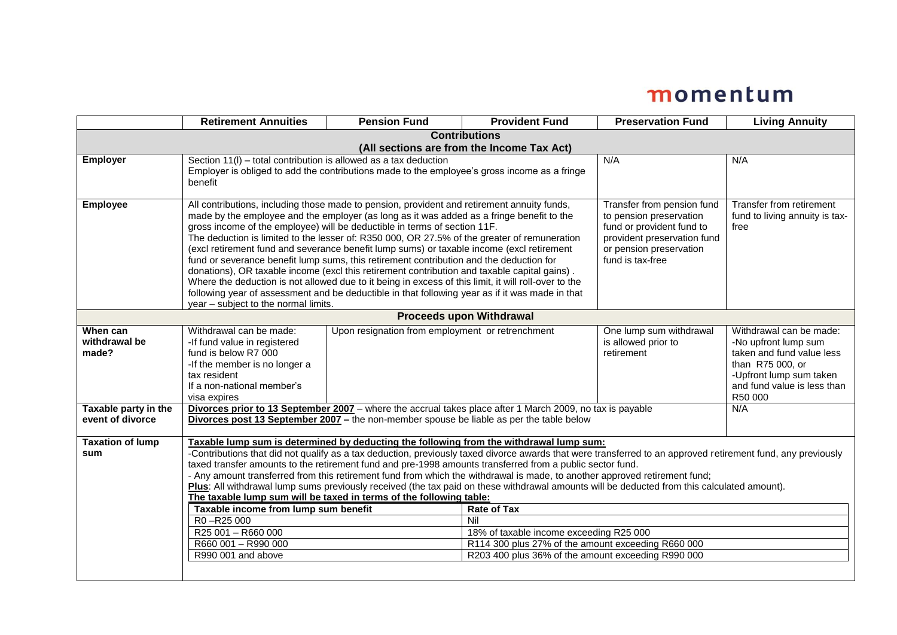| | Retirement Annuities | Pension Fund | Provident Fund | Preservation Fund | Living Annuity |
|---|---|---|---|---|---|
| **Contributions (All sections are from the Income Tax Act)** | | | | | |
| **Employer** | Section 11(l) – total contribution is allowed as a tax deduction<br>Employer is obliged to add the contributions made to the employee's gross income as a fringe benefit | | | N/A | N/A |
| **Employee** | All contributions, including those made to pension, provident and retirement annuity funds, made by the employee and the employer (as long as it was added as a fringe benefit to the gross income of the employee) will be deductible in terms of section 11F.<br>The deduction is limited to the lesser of: R350 000, OR 27.5% of the greater of remuneration (excl retirement fund and severance benefit lump sums) or taxable income (excl retirement fund or severance benefit lump sums, this retirement contribution and the deduction for donations), OR taxable income (excl this retirement contribution and taxable capital gains) .<br>Where the deduction is not allowed due to it being in excess of this limit, it will roll-over to the following year of assessment and be deductible in that following year as if it was made in that year – subject to the normal limits. | | | Transfer from pension fund to pension preservation fund or provident fund to provident preservation fund or pension preservation fund is tax-free | Transfer from retirement fund to living annuity is tax-free |
| **Proceeds upon Withdrawal** | | | | | |
| **When can withdrawal be made?** | Withdrawal can be made:<br>-If fund value in registered fund is below R7 000<br>-If the member is no longer a tax resident<br>If a non-national member's visa expires | Upon resignation from employment or retrenchment | | One lump sum withdrawal is allowed prior to retirement | Withdrawal can be made:<br>-No upfront lump sum taken and fund value less than R75 000, or<br>-Upfront lump sum taken and fund value is less than R50 000 |
| **Taxable party in the event of divorce** | **Divorces prior to 13 September 2007** – where the accrual takes place after 1 March 2009, no tax is payable<br>**Divorces post 13 September 2007 –** the non-member spouse be liable as per the table below | | | | N/A |
| **Taxation of lump sum** | **Taxable lump sum is determined by deducting the following from the withdrawal lump sum:**<br>-Contributions that did not qualify as a tax deduction, previously taxed divorce awards that were transferred to an approved retirement fund, any previously taxed transfer amounts to the retirement fund and pre-1998 amounts transferred from a public sector fund.<br>- Any amount transferred from this retirement fund from which the withdrawal is made, to another approved retirement fund;<br>**Plus**: All withdrawal lump sums previously received (the tax paid on these withdrawal amounts will be deducted from this calculated amount).<br>**The taxable lump sum will be taxed in terms of the following table:** | | | | |

| Taxable income from lump sum benefit | Rate of Tax |
|---|---|
| R0 –R25 000 | Nil |
| R25 001 – R660 000 | 18% of taxable income exceeding R25 000 |
| R660 001 – R990 000 | R114 300 plus 27% of the amount exceeding R660 000 |
| R990 001 and above | R203 400 plus 36% of the amount exceeding R990 000 |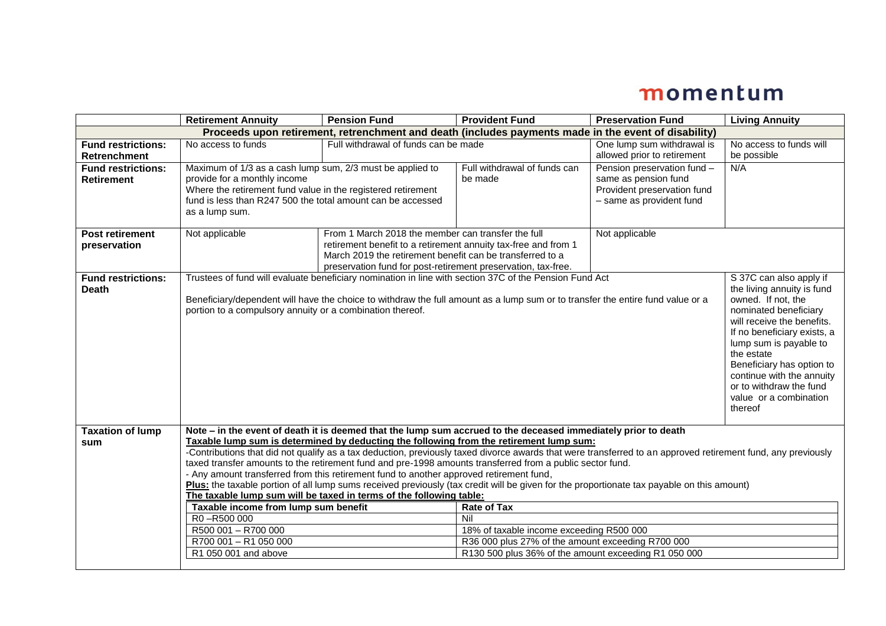momentum

| | Retirement Annuity | Pension Fund | Provident Fund | Preservation Fund | Living Annuity |
|---|---|---|---|---|---|
| **Proceeds upon retirement, retrenchment and death (includes payments made in the event of disability)** | | | | | |
| **Fund restrictions: Retrenchment** | No access to funds | Full withdrawal of funds can be made | | One lump sum withdrawal is allowed prior to retirement | No access to funds will be possible |
| **Fund restrictions: Retirement** | Maximum of 1/3 as a cash lump sum, 2/3 must be applied to provide for a monthly income<br>Where the retirement fund value in the registered retirement fund is less than R247 500 the total amount can be accessed as a lump sum. | | Full withdrawal of funds can be made | Pension preservation fund – same as pension fund<br>Provident preservation fund – same as provident fund | N/A |
| **Post retirement preservation** | Not applicable | From 1 March 2018 the member can transfer the full retirement benefit to a retirement annuity tax-free and from 1 March 2019 the retirement benefit can be transferred to a preservation fund for post-retirement preservation, tax-free. | | Not applicable | |
| **Fund restrictions: Death** | Trustees of fund will evaluate beneficiary nomination in line with section 37C of the Pension Fund Act<br><br>Beneficiary/dependent will have the choice to withdraw the full amount as a lump sum or to transfer the entire fund value or a portion to a compulsory annuity or a combination thereof. | | | | S 37C can also apply if the living annuity is fund owned. If not, the nominated beneficiary will receive the benefits. If no beneficiary exists, a lump sum is payable to the estate<br>Beneficiary has option to continue with the annuity or to withdraw the fund value or a combination thereof |
| **Taxation of lump sum** | **Note – in the event of death it is deemed that the lump sum accrued to the deceased immediately prior to death**<br>**Taxable lump sum is determined by deducting the following from the retirement lump sum:**<br>-Contributions that did not qualify as a tax deduction, previously taxed divorce awards that were transferred to an approved retirement fund, any previously taxed transfer amounts to the retirement fund and pre-1998 amounts transferred from a public sector fund.<br>- Any amount transferred from this retirement fund to another approved retirement fund,<br>**Plus:** the taxable portion of all lump sums received previously (tax credit will be given for the proportionate tax payable on this amount)<br>**The taxable lump sum will be taxed in terms of the following table:** | | | | |

| Taxable income from lump sum benefit | Rate of Tax |
|---|---|
| R0 –R500 000 | Nil |
| R500 001 – R700 000 | 18% of taxable income exceeding R500 000 |
| R700 001 – R1 050 000 | R36 000 plus 27% of the amount exceeding R700 000 |
| R1 050 001 and above | R130 500 plus 36% of the amount exceeding R1 050 000 |